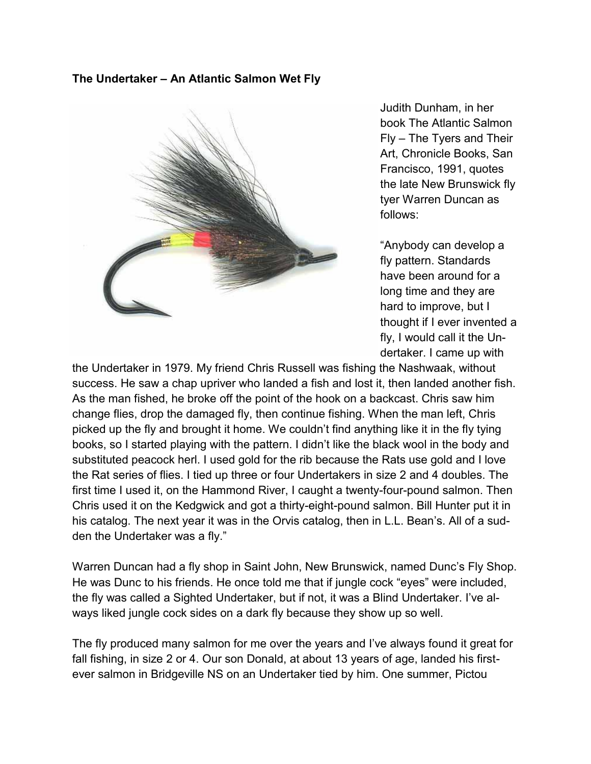**The Undertaker – An Atlantic Salmon Wet Fly**

Judith Dunham, in her book The Atlantic Salmon Fly – The Tyers and Their Art, Chronicle Books, San Francisco, 1991, quotes the late New Brunswick fly tyer Warren Duncan as follows:

"Anybody can develop a fly pattern. Standards have been around for a long time and they are hard to improve, but I thought if I ever invented a fly, I would call it the Undertaker. I came up with the Undertaker in 1979. My friend Chris Russell was fishing the Nashwaak, without success. He saw a chap upriver who landed a fish and lost it, then landed another fish. As the man fished, he broke off the point of the hook on a backcast. Chris saw him change flies, drop the damaged fly, then continue fishing. When the man left, Chris picked up the fly and brought it home. We couldn't find anything like it in the fly tying books, so I started playing with the pattern. I didn't like the black wool in the body and substituted peacock herl. I used gold for the rib because the Rats use gold and I love the Rat series of flies. I tied up three or four Undertakers in size 2 and 4 doubles. The first time I used it, on the Hammond River, I caught a twenty-four-pound salmon. Then Chris used it on the Kedgwick and got a thirty-eight-pound salmon. Bill Hunter put it in his catalog. The next year it was in the Orvis catalog, then in L.L. Bean's. All of a sudden the Undertaker was a fly."

Warren Duncan had a fly shop in Saint John, New Brunswick, named Dunc's Fly Shop. He was Dunc to his friends. He once told me that if jungle cock "eyes" were included, the fly was called a Sighted Undertaker, but if not, it was a Blind Undertaker. I've always liked jungle cock sides on a dark fly because they show up so well.

The fly produced many salmon for me over the years and I've always found it great for fall fishing, in size 2 or 4. Our son Donald, at about 13 years of age, landed his first-ever salmon in Bridgeville NS on an Undertaker tied by him. One summer, Pictou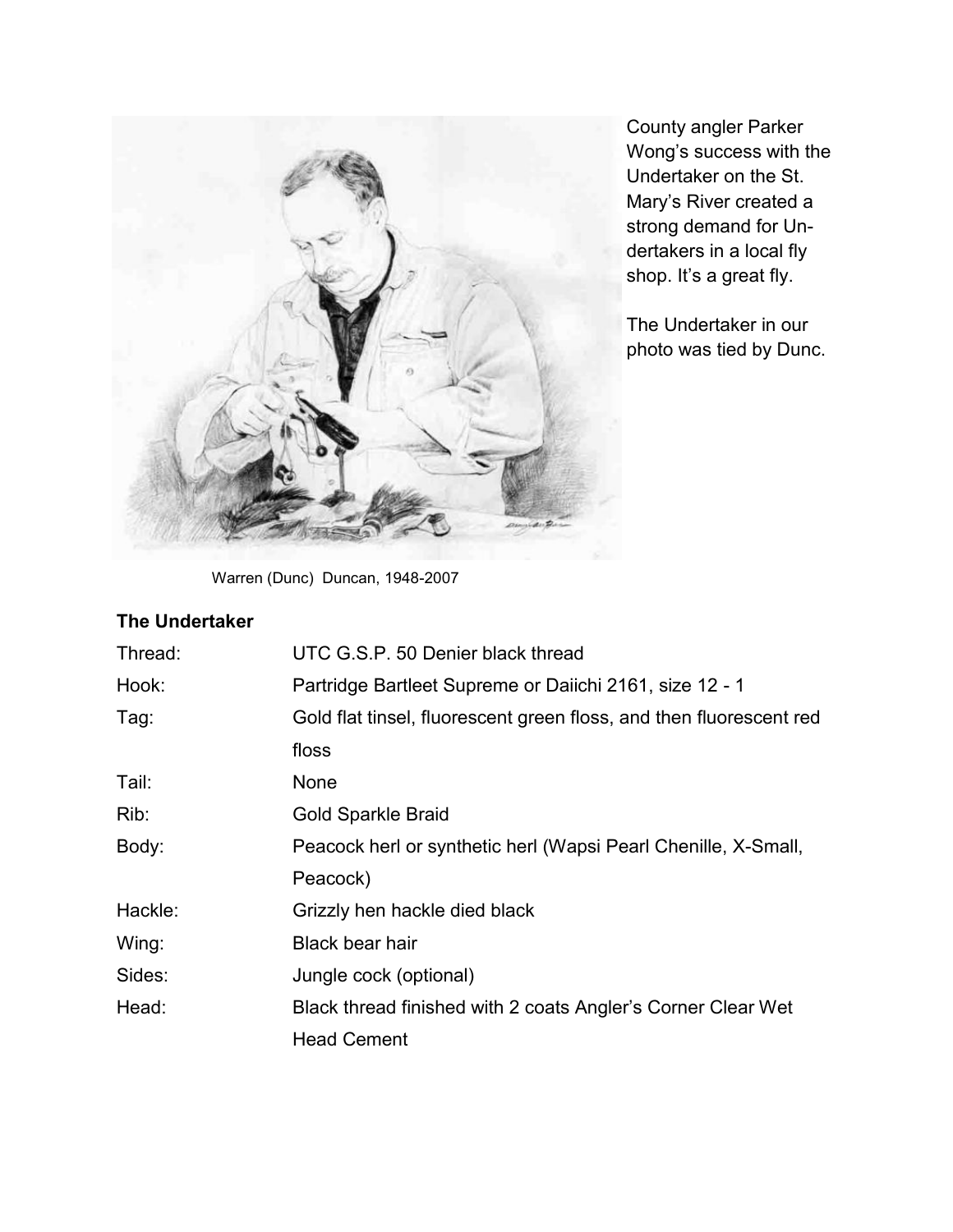County angler Parker Wong's success with the Undertaker on the St. Mary's River created a strong demand for Undertakers in a local fly shop. It's a great fly.

The Undertaker in our photo was tied by Dunc.

Warren (Dunc) Duncan, 1948-2007

**The Undertaker**

| | |
|---|---|
| Thread: | UTC G.S.P. 50 Denier black thread |
| Hook: | Partridge Bartleet Supreme or Daiichi 2161, size 12 - 1 |
| Tag: | Gold flat tinsel, fluorescent green floss, and then fluorescent red floss |
| Tail: | None |
| Rib: | Gold Sparkle Braid |
| Body: | Peacock herl or synthetic herl (Wapsi Pearl Chenille, X-Small, Peacock) |
| Hackle: | Grizzly hen hackle died black |
| Wing: | Black bear hair |
| Sides: | Jungle cock (optional) |
| Head: | Black thread finished with 2 coats Angler's Corner Clear Wet Head Cement |